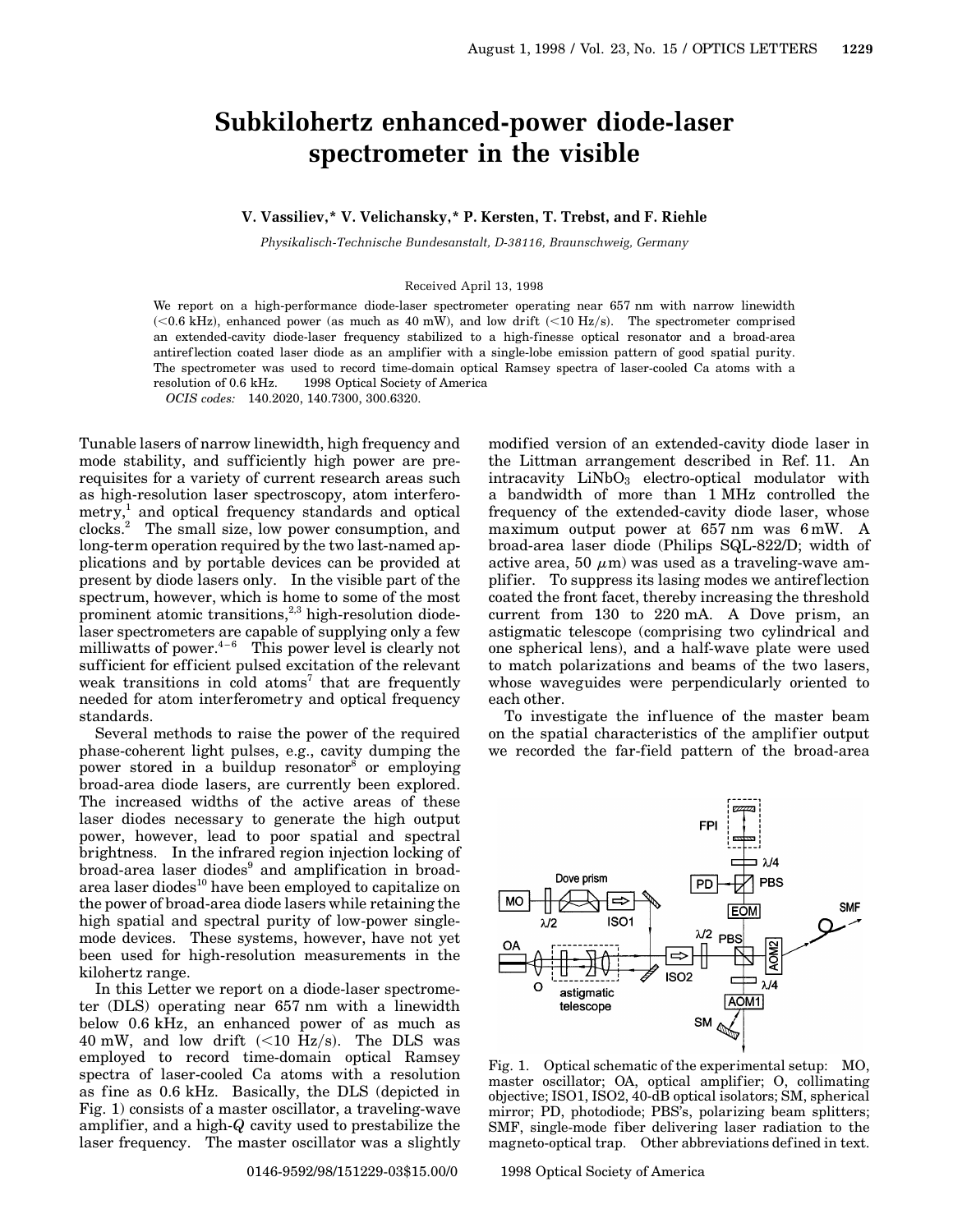# Subkilohertz enhanced-power diode-laser spectrometer in the visible

**V. Vassiliev,\* V. Velichansky,\* P. Kersten, T. Trebst, and F. Riehle**

*Physikalisch-Technische Bundesanstalt, D-38116, Braunschweig, Germany*

Received April 13, 1998

We report on a high-performance diode-laser spectrometer operating near 657 nm with narrow linewidth (<0.6 kHz), enhanced power (as much as 40 mW), and low drift (<10 Hz/s). The spectrometer comprised an extended-cavity diode-laser frequency stabilized to a high-finesse optical resonator and a broad-area antireflection coated laser diode as an amplifier with a single-lobe emission pattern of good spatial purity. The spectrometer was used to record time-domain optical Ramsey spectra of laser-cooled Ca atoms with a resolution of 0.6 kHz. © 1998 Optical Society of America

*OCIS codes:* 140.2020, 140.7300, 300.6320.

Tunable lasers of narrow linewidth, high frequency and mode stability, and sufficiently high power are prerequisites for a variety of current research areas such as high-resolution laser spectroscopy, atom interferometry,[1] and optical frequency standards and optical clocks.[2] The small size, low power consumption, and long-term operation required by the two last-named applications and by portable devices can be provided at present by diode lasers only. In the visible part of the spectrum, however, which is home to some of the most prominent atomic transitions,[2,3] high-resolution diode-laser spectrometers are capable of supplying only a few milliwatts of power.[4–6] This power level is clearly not sufficient for efficient pulsed excitation of the relevant weak transitions in cold atoms[7] that are frequently needed for atom interferometry and optical frequency standards.

Several methods to raise the power of the required phase-coherent light pulses, e.g., cavity dumping the power stored in a buildup resonator[8] or employing broad-area diode lasers, are currently been explored. The increased widths of the active areas of these laser diodes necessary to generate the high output power, however, lead to poor spatial and spectral brightness. In the infrared region injection locking of broad-area laser diodes[9] and amplification in broad-area laser diodes[10] have been employed to capitalize on the power of broad-area diode lasers while retaining the high spatial and spectral purity of low-power single-mode devices. These systems, however, have not yet been used for high-resolution measurements in the kilohertz range.

In this Letter we report on a diode-laser spectrometer (DLS) operating near 657 nm with a linewidth below 0.6 kHz, an enhanced power of as much as 40 mW, and low drift (<10 Hz/s). The DLS was employed to record time-domain optical Ramsey spectra of laser-cooled Ca atoms with a resolution as fine as 0.6 kHz. Basically, the DLS (depicted in Fig. 1) consists of a master oscillator, a traveling-wave amplifier, and a high-*Q* cavity used to prestabilize the laser frequency. The master oscillator was a slightly modified version of an extended-cavity diode laser in the Littman arrangement described in Ref. 11. An intracavity $LiNbO_3$ electro-optical modulator with a bandwidth of more than 1 MHz controlled the frequency of the extended-cavity diode laser, whose maximum output power at 657 nm was 6 mW. A broad-area laser diode (Philips SQL-822/D; width of active area, 50 $\mu$m) was used as a traveling-wave amplifier. To suppress its lasing modes we antireflection coated the front facet, thereby increasing the threshold current from 130 to 220 mA. A Dove prism, an astigmatic telescope (comprising two cylindrical and one spherical lens), and a half-wave plate were used to match polarizations and beams of the two lasers, whose waveguides were perpendicularly oriented to each other.

To investigate the influence of the master beam on the spatial characteristics of the amplifier output we recorded the far-field pattern of the broad-area

Fig. 1. Optical schematic of the experimental setup: MO, master oscillator; OA, optical amplifier; O, collimating objective; ISO1, ISO2, 40-dB optical isolators; SM, spherical mirror; PD, photodiode; PBS's, polarizing beam splitters; SMF, single-mode fiber delivering laser radiation to the magneto-optical trap. Other abbreviations defined in text.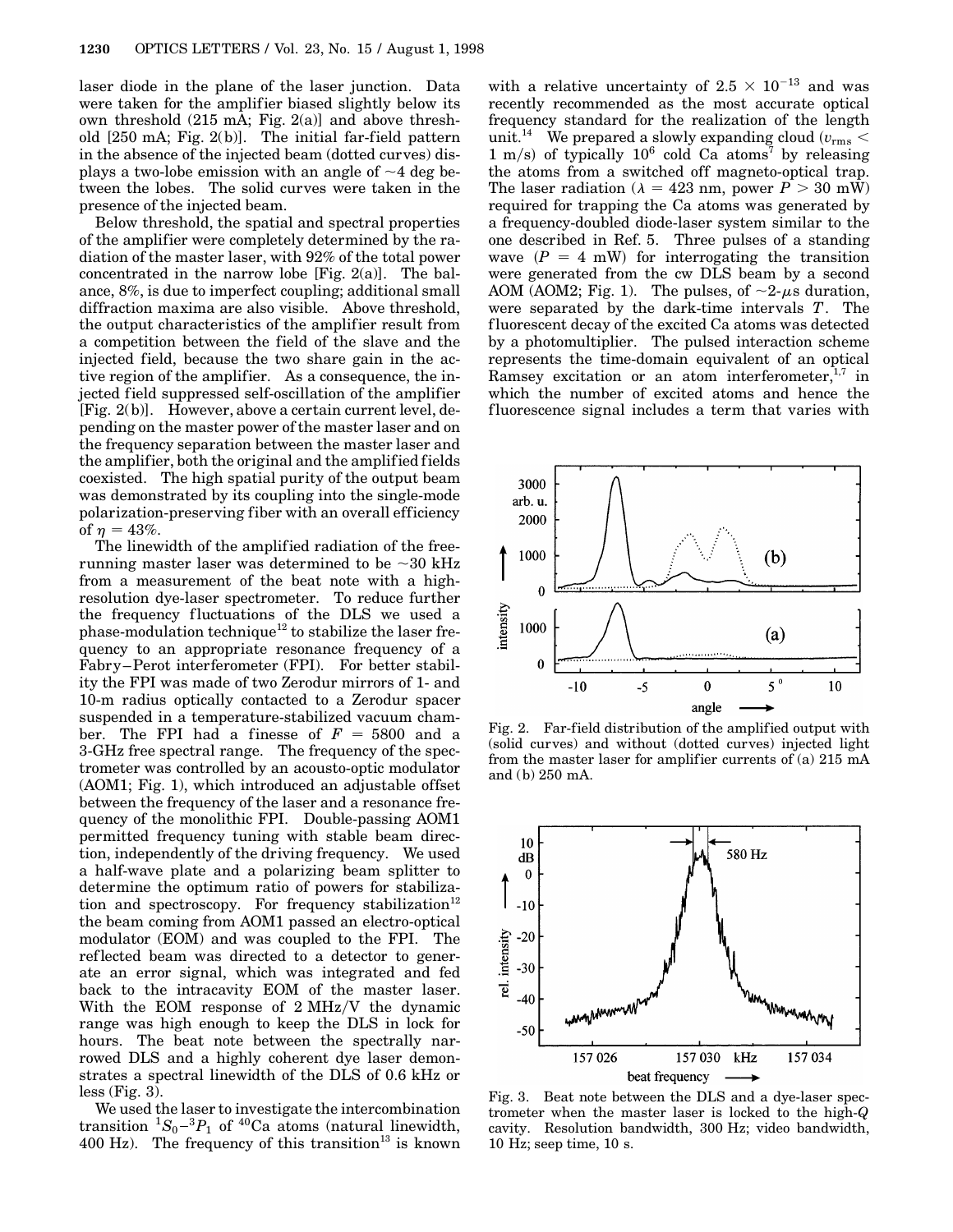laser diode in the plane of the laser junction. Data were taken for the amplifier biased slightly below its own threshold (215 mA; Fig. 2(a)] and above threshold [250 mA; Fig. 2(b)]. The initial far-field pattern in the absence of the injected beam (dotted curves) displays a two-lobe emission with an angle of ~4 deg between the lobes. The solid curves were taken in the presence of the injected beam.

Below threshold, the spatial and spectral properties of the amplifier were completely determined by the radiation of the master laser, with 92% of the total power concentrated in the narrow lobe [Fig. 2(a)]. The balance, 8%, is due to imperfect coupling; additional small diffraction maxima are also visible. Above threshold, the output characteristics of the amplifier result from a competition between the field of the slave and the injected field, because the two share gain in the active region of the amplifier. As a consequence, the injected field suppressed self-oscillation of the amplifier [Fig. 2(b)]. However, above a certain current level, depending on the master power of the master laser and on the frequency separation between the master laser and the amplifier, both the original and the amplified fields coexisted. The high spatial purity of the output beam was demonstrated by its coupling into the single-mode polarization-preserving fiber with an overall efficiency of $\eta = 43\%$.

The linewidth of the amplified radiation of the free-running master laser was determined to be ~30 kHz from a measurement of the beat note with a high-resolution dye-laser spectrometer. To reduce further the frequency fluctuations of the DLS we used a phase-modulation technique[12] to stabilize the laser frequency to an appropriate resonance frequency of a Fabry–Perot interferometer (FPI). For better stability the FPI was made of two Zerodur mirrors of 1- and 10-m radius optically contacted to a Zerodur spacer suspended in a temperature-stabilized vacuum chamber. The FPI had a finesse of $F = 5800$ and a 3-GHz free spectral range. The frequency of the spectrometer was controlled by an acousto-optic modulator (AOM1; Fig. 1), which introduced an adjustable offset between the frequency of the laser and a resonance frequency of the monolithic FPI. Double-passing AOM1 permitted frequency tuning with stable beam direction, independently of the driving frequency. We used a half-wave plate and a polarizing beam splitter to determine the optimum ratio of powers for stabilization and spectroscopy. For frequency stabilization[12] the beam coming from AOM1 passed an electro-optical modulator (EOM) and was coupled to the FPI. The reflected beam was directed to a detector to generate an error signal, which was integrated and fed back to the intracavity EOM of the master laser. With the EOM response of 2 MHz/V the dynamic range was high enough to keep the DLS in lock for hours. The beat note between the spectrally narrowed DLS and a highly coherent dye laser demonstrates a spectral linewidth of the DLS of 0.6 kHz or less (Fig. 3).

We used the laser to investigate the intercombination transition $^1S_0$–$^3P_1$ of $^{40}$Ca atoms (natural linewidth, 400 Hz). The frequency of this transition[13] is known with a relative uncertainty of $2.5 \times 10^{-13}$ and was recently recommended as the most accurate optical frequency standard for the realization of the length unit.[14] We prepared a slowly expanding cloud ($v_{\mathrm{rms}} < 1$ m/s) of typically $10^6$ cold Ca atoms[7] by releasing the atoms from a switched off magneto-optical trap. The laser radiation ($\lambda = 423$ nm, power $P > 30$ mW) required for trapping the Ca atoms was generated by a frequency-doubled diode-laser system similar to the one described in Ref. 5. Three pulses of a standing wave ($P = 4$ mW) for interrogating the transition were generated from the cw DLS beam by a second AOM (AOM2; Fig. 1). The pulses, of ~2-$\mu$s duration, were separated by the dark-time intervals $T$. The fluorescent decay of the excited Ca atoms was detected by a photomultiplier. The pulsed interaction scheme represents the time-domain equivalent of an optical Ramsey excitation or an atom interferometer,[1,7] in which the number of excited atoms and hence the fluorescence signal includes a term that varies with

Fig. 2. Far-field distribution of the amplified output with (solid curves) and without (dotted curves) injected light from the master laser for amplifier currents of (a) 215 mA and (b) 250 mA.

Fig. 3. Beat note between the DLS and a dye-laser spectrometer when the master laser is locked to the high-$Q$ cavity. Resolution bandwidth, 300 Hz; video bandwidth, 10 Hz; seep time, 10 s.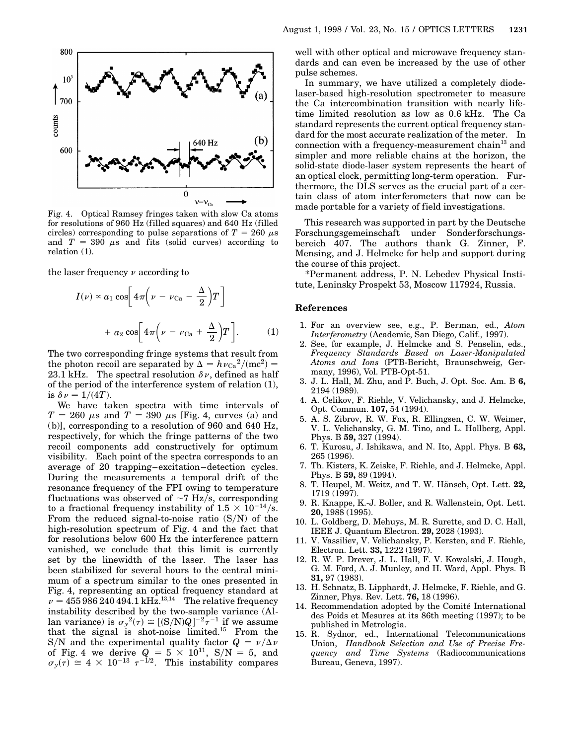800

$10^3$

700

counts

(a)

640 Hz

(b)

600

0

$\nu-\nu_{Ca}$

Fig. 4. Optical Ramsey fringes taken with slow Ca atoms for resolutions of 960 Hz (filled squares) and 640 Hz (filled circles) corresponding to pulse separations of $T = 260\ \mu$s and $T = 390\ \mu$s and fits (solid curves) according to relation (1).

the laser frequency $\nu$ according to

$$I(\nu) \propto a_1 \cos\left[4\pi\left(\nu - \nu_{\mathrm{Ca}} - \frac{\Delta}{2}\right)T\right] + a_2 \cos\left[4\pi\left(\nu - \nu_{\mathrm{Ca}} + \frac{\Delta}{2}\right)T\right]. \qquad (1)$$

The two corresponding fringe systems that result from the photon recoil are separated by $\Delta = h{\nu_{\mathrm{Ca}}}^2/(mc^2) = 23.1$ kHz. The spectral resolution $\delta\nu$, defined as half of the period of the interference system of relation (1), is $\delta\nu = 1/(4T)$.

We have taken spectra with time intervals of $T = 260\ \mu$s and $T = 390\ \mu$s [Fig. 4, curves (a) and (b)], corresponding to a resolution of 960 and 640 Hz, respectively, for which the fringe patterns of the two recoil components add constructively for optimum visibility. Each point of the spectra corresponds to an average of 20 trapping–excitation–detection cycles. During the measurements a temporal drift of the resonance frequency of the FPI owing to temperature fluctuations was observed of ~7 Hz/s, corresponding to a fractional frequency instability of $1.5 \times 10^{-14}$/s. From the reduced signal-to-noise ratio (S/N) of the high-resolution spectrum of Fig. 4 and the fact that for resolutions below 600 Hz the interference pattern vanished, we conclude that this limit is currently set by the linewidth of the laser. The laser has been stabilized for several hours to the central minimum of a spectrum similar to the ones presented in Fig. 4, representing an optical frequency standard at $\nu = 455\,986\,240\,494.1$ kHz.[13,14] The relative frequency instability described by the two-sample variance (Allan variance) is ${\sigma_y}^2(\tau) \cong [(\mathrm{S/N})Q]^{-2}\tau^{-1}$ if we assume that the signal is shot-noise limited.[15] From the S/N and the experimental quality factor $Q = \nu/\Delta\nu$ of Fig. 4 we derive $Q = 5 \times 10^{11}$, S/N = 5, and $\sigma_y(\tau) \cong 4 \times 10^{-13}\ \tau^{-1/2}$. This instability compares well with other optical and microwave frequency standards and can even be increased by the use of other pulse schemes.

In summary, we have utilized a completely diode-laser-based high-resolution spectrometer to measure the Ca intercombination transition with nearly lifetime limited resolution as low as 0.6 kHz. The Ca standard represents the current optical frequency standard for the most accurate realization of the meter. In connection with a frequency-measurement chain[13] and simpler and more reliable chains at the horizon, the solid-state diode-laser system represents the heart of an optical clock, permitting long-term operation. Furthermore, the DLS serves as the crucial part of a certain class of atom interferometers that now can be made portable for a variety of field investigations.

This research was supported in part by the Deutsche Forschungsgemeinschaft under Sonderforschungsbereich 407. The authors thank G. Zinner, F. Mensing, and J. Helmcke for help and support during the course of this project.

*Permanent address, P. N. Lebedev Physical Institute, Leninsky Prospekt 53, Moscow 117924, Russia.

## References

1. For an overview see, e.g., P. Berman, ed., *Atom Interferometry* (Academic, San Diego, Calif., 1997).
2. See, for example, J. Helmcke and S. Penselin, eds., *Frequency Standards Based on Laser-Manipulated Atoms and Ions* (PTB-Bericht, Braunschweig, Germany, 1996), Vol. PTB-Opt-51.
3. J. L. Hall, M. Zhu, and P. Buch, J. Opt. Soc. Am. B **6,** 2194 (1989).
4. A. Celikov, F. Riehle, V. Velichansky, and J. Helmcke, Opt. Commun. **107,** 54 (1994).
5. A. S. Zibrov, R. W. Fox, R. Ellingsen, C. W. Weimer, V. L. Velichansky, G. M. Tino, and L. Hollberg, Appl. Phys. B **59,** 327 (1994).
6. T. Kurosu, J. Ishikawa, and N. Ito, Appl. Phys. B **63,** 265 (1996).
7. Th. Kisters, K. Zeiske, F. Riehle, and J. Helmcke, Appl. Phys. B **59,** 89 (1994).
8. T. Heupel, M. Weitz, and T. W. Hänsch, Opt. Lett. **22,** 1719 (1997).
9. R. Knappe, K.-J. Boller, and R. Wallenstein, Opt. Lett. **20,** 1988 (1995).
10. L. Goldberg, D. Mehuys, M. R. Surette, and D. C. Hall, IEEE J. Quantum Electron. **29,** 2028 (1993).
11. V. Vassiliev, V. Velichansky, P. Kersten, and F. Riehle, Electron. Lett. **33,** 1222 (1997).
12. R. W. P. Drever, J. L. Hall, F. V. Kowalski, J. Hough, G. M. Ford, A. J. Munley, and H. Ward, Appl. Phys. B **31,** 97 (1983).
13. H. Schnatz, B. Lipphardt, J. Helmcke, F. Riehle, and G. Zinner, Phys. Rev. Lett. **76,** 18 (1996).
14. Recommendation adopted by the Comité International des Poids et Mesures at its 86th meeting (1997); to be published in Metrologia.
15. R. Sydnor, ed., International Telecommunications Union, *Handbook Selection and Use of Precise Frequency and Time Systems* (Radiocommunications Bureau, Geneva, 1997).